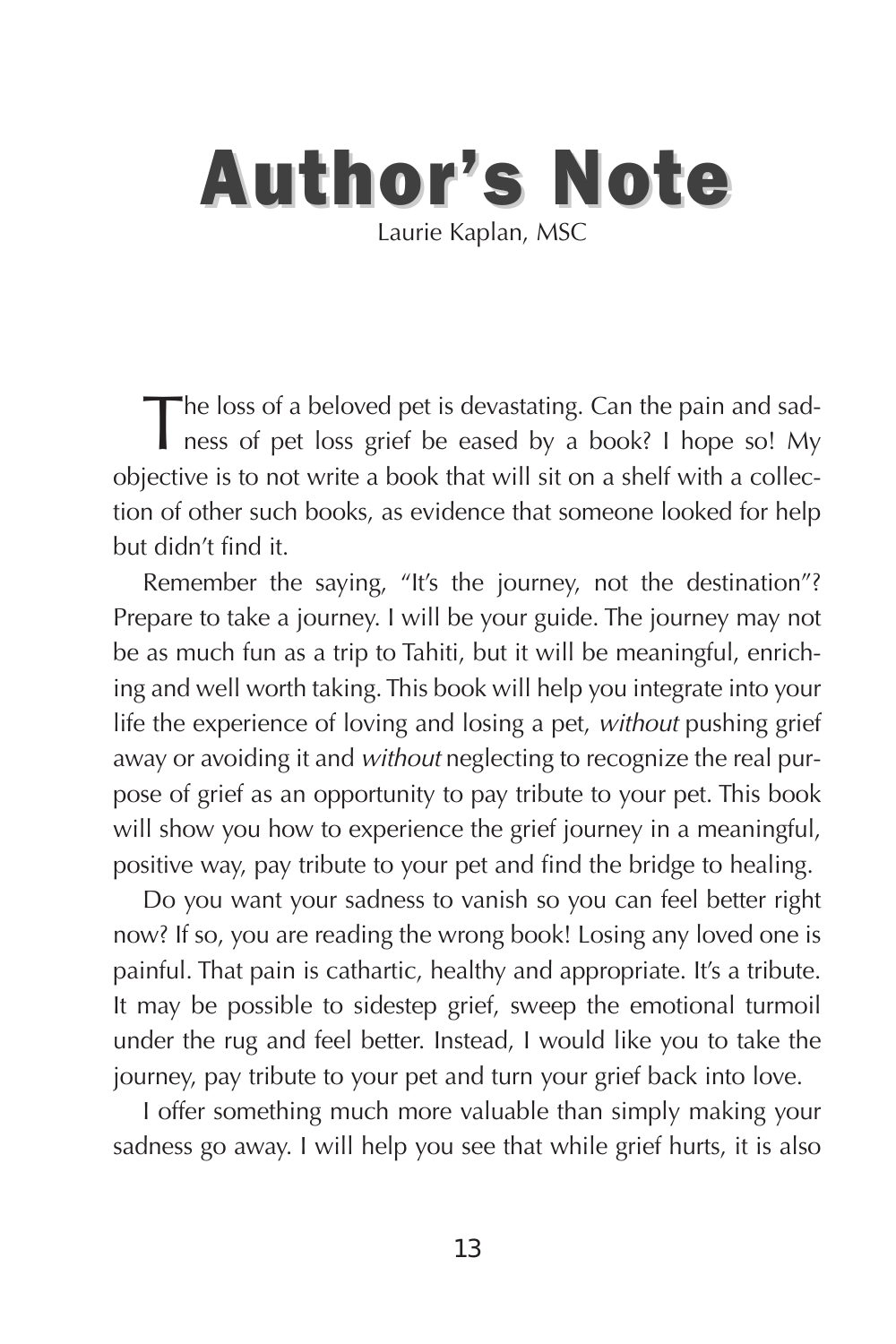# Author's Note

Laurie Kaplan, MSC

The loss of a beloved pet is devastating. Can the pain and sadness of pet loss grief be eased by a book? I hope so! My objective is to not write a book that will sit on a shelf with a collection of other such books, as evidence that someone looked for help but didn't find it.

Remember the saying, "It's the journey, not the destination"? Prepare to take a journey. I will be your guide. The journey may not be as much fun as a trip to Tahiti, but it will be meaningful, enriching and well worth taking. This book will help you integrate into your life the experience of loving and losing a pet, *without* pushing grief away or avoiding it and *without* neglecting to recognize the real purpose of grief as an opportunity to pay tribute to your pet. This book will show you how to experience the grief journey in a meaningful, positive way, pay tribute to your pet and find the bridge to healing.

Do you want your sadness to vanish so you can feel better right now? If so, you are reading the wrong book! Losing any loved one is painful. That pain is cathartic, healthy and appropriate. It's a tribute. It may be possible to sidestep grief, sweep the emotional turmoil under the rug and feel better. Instead, I would like you to take the journey, pay tribute to your pet and turn your grief back into love.

I offer something much more valuable than simply making your sadness go away. I will help you see that while grief hurts, it is also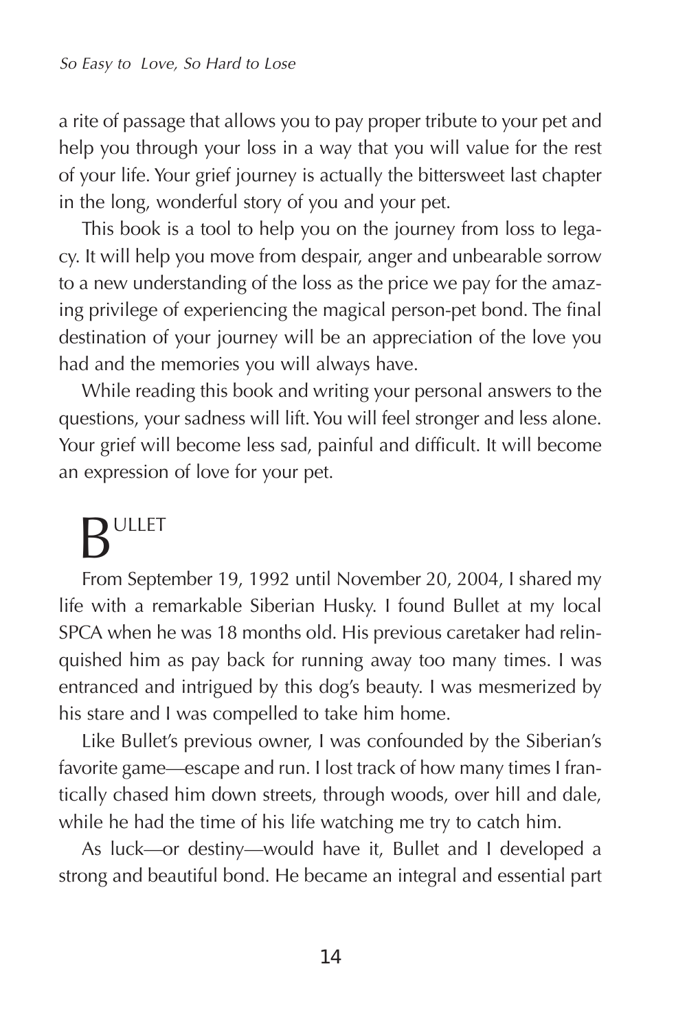a rite of passage that allows you to pay proper tribute to your pet and help you through your loss in a way that you will value for the rest of your life. Your grief journey is actually the bittersweet last chapter in the long, wonderful story of you and your pet.

This book is a tool to help you on the journey from loss to legacy. It will help you move from despair, anger and unbearable sorrow to a new understanding of the loss as the price we pay for the amazing privilege of experiencing the magical person-pet bond. The final destination of your journey will be an appreciation of the love you had and the memories you will always have.

While reading this book and writing your personal answers to the questions, your sadness will lift. You will feel stronger and less alone. Your grief will become less sad, painful and difficult. It will become an expression of love for your pet.

## BULLET

From September 19, 1992 until November 20, 2004, I shared my life with a remarkable Siberian Husky. I found Bullet at my local SPCA when he was 18 months old. His previous caretaker had relinquished him as pay back for running away too many times. I was entranced and intrigued by this dog's beauty. I was mesmerized by his stare and I was compelled to take him home.

Like Bullet's previous owner, I was confounded by the Siberian's favorite game—escape and run. I lost track of how many times I frantically chased him down streets, through woods, over hill and dale, while he had the time of his life watching me try to catch him.

As luck—or destiny—would have it, Bullet and I developed a strong and beautiful bond. He became an integral and essential part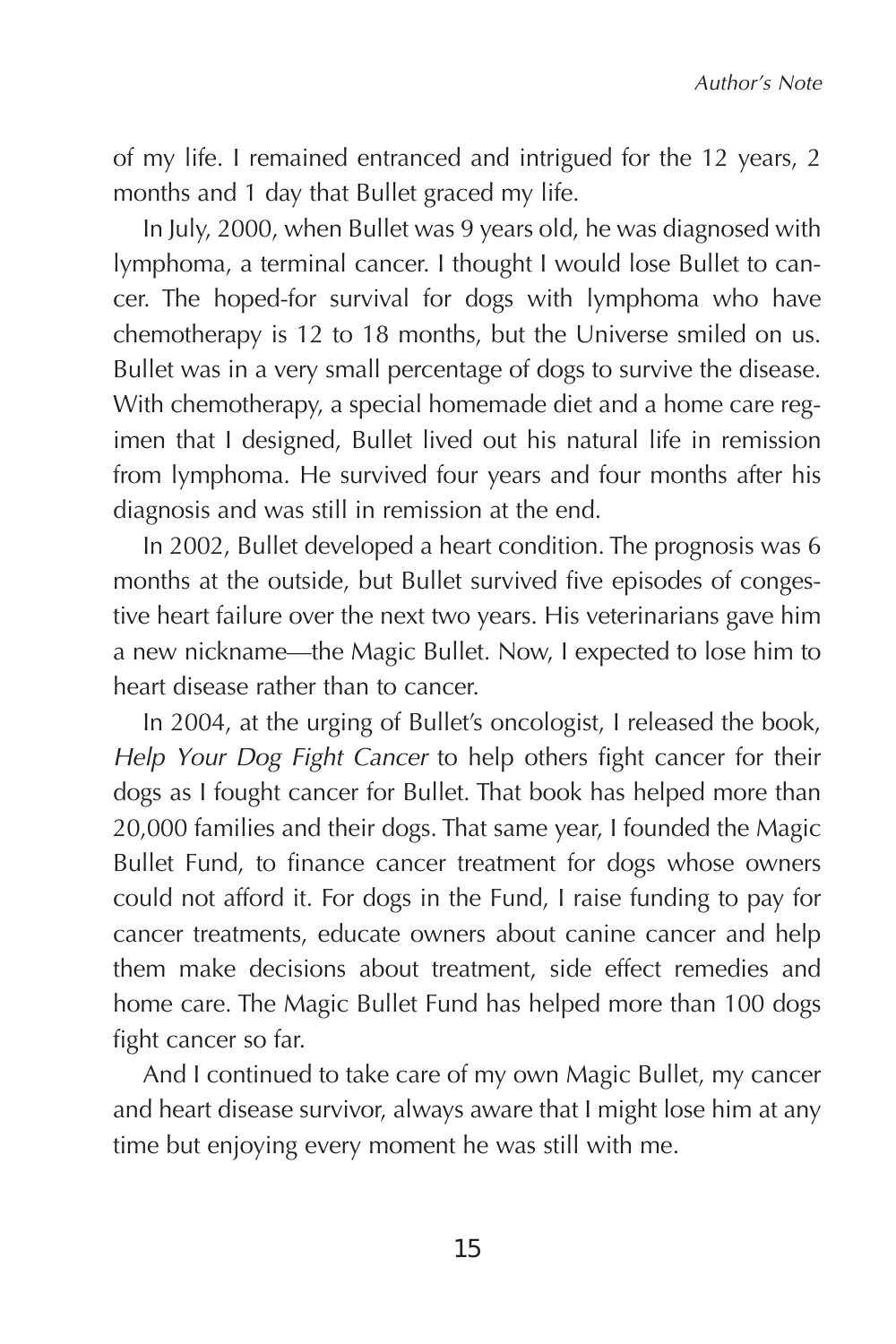of my life. I remained entranced and intrigued for the 12 years, 2 months and 1 day that Bullet graced my life.

In July, 2000, when Bullet was 9 years old, he was diagnosed with lymphoma, a terminal cancer. I thought I would lose Bullet to cancer. The hoped-for survival for dogs with lymphoma who have chemotherapy is 12 to 18 months, but the Universe smiled on us. Bullet was in a very small percentage of dogs to survive the disease. With chemotherapy, a special homemade diet and a home care regimen that I designed, Bullet lived out his natural life in remission from lymphoma. He survived four years and four months after his diagnosis and was still in remission at the end.

In 2002, Bullet developed a heart condition. The prognosis was 6 months at the outside, but Bullet survived five episodes of congestive heart failure over the next two years. His veterinarians gave him a new nickname—the Magic Bullet. Now, I expected to lose him to heart disease rather than to cancer.

In 2004, at the urging of Bullet's oncologist, I released the book, *Help Your Dog Fight Cancer* to help others fight cancer for their dogs as I fought cancer for Bullet. That book has helped more than 20,000 families and their dogs. That same year, I founded the Magic Bullet Fund, to finance cancer treatment for dogs whose owners could not afford it. For dogs in the Fund, I raise funding to pay for cancer treatments, educate owners about canine cancer and help them make decisions about treatment, side effect remedies and home care. The Magic Bullet Fund has helped more than 100 dogs fight cancer so far.

And I continued to take care of my own Magic Bullet, my cancer and heart disease survivor, always aware that I might lose him at any time but enjoying every moment he was still with me.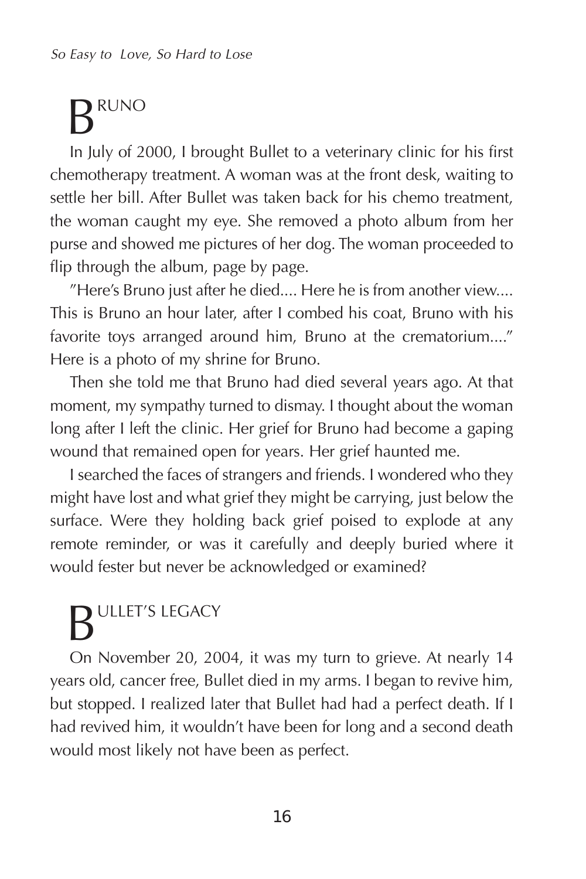## BRUNO

In July of 2000, I brought Bullet to a veterinary clinic for his first chemotherapy treatment. A woman was at the front desk, waiting to settle her bill. After Bullet was taken back for his chemo treatment, the woman caught my eye. She removed a photo album from her purse and showed me pictures of her dog. The woman proceeded to flip through the album, page by page.

"Here's Bruno just after he died.... Here he is from another view.... This is Bruno an hour later, after I combed his coat, Bruno with his favorite toys arranged around him, Bruno at the crematorium...." Here is a photo of my shrine for Bruno.

Then she told me that Bruno had died several years ago. At that moment, my sympathy turned to dismay. I thought about the woman long after I left the clinic. Her grief for Bruno had become a gaping wound that remained open for years. Her grief haunted me.

I searched the faces of strangers and friends. I wondered who they might have lost and what grief they might be carrying, just below the surface. Were they holding back grief poised to explode at any remote reminder, or was it carefully and deeply buried where it would fester but never be acknowledged or examined?

## BULLET'S LEGACY

On November 20, 2004, it was my turn to grieve. At nearly 14 years old, cancer free, Bullet died in my arms. I began to revive him, but stopped. I realized later that Bullet had had a perfect death. If I had revived him, it wouldn't have been for long and a second death would most likely not have been as perfect.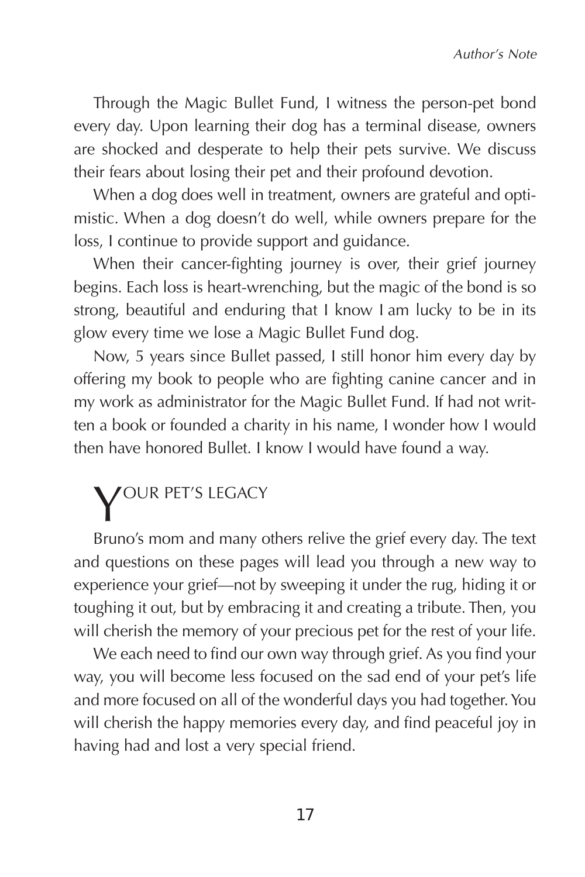Through the Magic Bullet Fund, I witness the person-pet bond every day. Upon learning their dog has a terminal disease, owners are shocked and desperate to help their pets survive. We discuss their fears about losing their pet and their profound devotion.

When a dog does well in treatment, owners are grateful and optimistic. When a dog doesn't do well, while owners prepare for the loss, I continue to provide support and guidance.

When their cancer-fighting journey is over, their grief journey begins. Each loss is heart-wrenching, but the magic of the bond is so strong, beautiful and enduring that I know I am lucky to be in its glow every time we lose a Magic Bullet Fund dog.

Now, 5 years since Bullet passed, I still honor him every day by offering my book to people who are fighting canine cancer and in my work as administrator for the Magic Bullet Fund. If had not written a book or founded a charity in his name, I wonder how I would then have honored Bullet. I know I would have found a way.

## YOUR PET'S LEGACY

Bruno's mom and many others relive the grief every day. The text and questions on these pages will lead you through a new way to experience your grief—not by sweeping it under the rug, hiding it or toughing it out, but by embracing it and creating a tribute. Then, you will cherish the memory of your precious pet for the rest of your life.

We each need to find our own way through grief. As you find your way, you will become less focused on the sad end of your pet's life and more focused on all of the wonderful days you had together. You will cherish the happy memories every day, and find peaceful joy in having had and lost a very special friend.